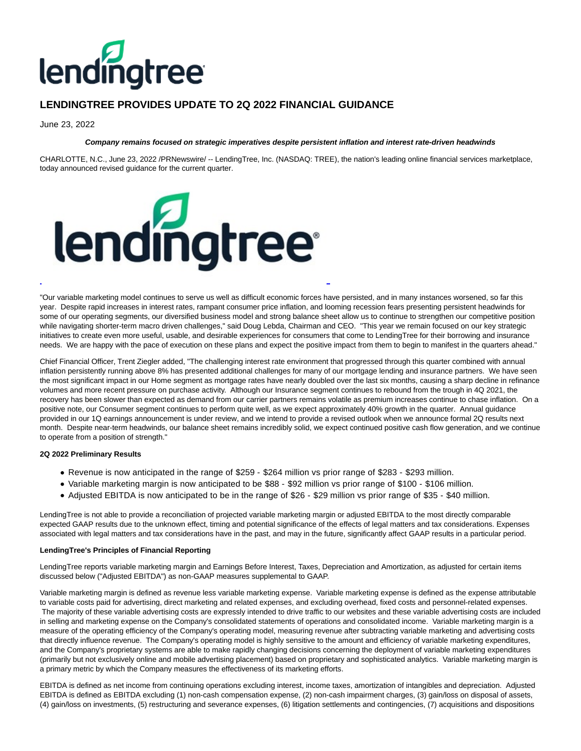# LENDINGTREE PROVIDES UPDATE TO 2Q 2022 FINANCIAL GUIDANCE

June 23, 2022

***Company remains focused on strategic imperatives despite persistent inflation and interest rate-driven headwinds***

CHARLOTTE, N.C., June 23, 2022 /PRNewswire/ -- LendingTree, Inc. (NASDAQ: TREE), the nation's leading online financial services marketplace, today announced revised guidance for the current quarter.

"Our variable marketing model continues to serve us well as difficult economic forces have persisted, and in many instances worsened, so far this year. Despite rapid increases in interest rates, rampant consumer price inflation, and looming recession fears presenting persistent headwinds for some of our operating segments, our diversified business model and strong balance sheet allow us to continue to strengthen our competitive position while navigating shorter-term macro driven challenges," said Doug Lebda, Chairman and CEO. "This year we remain focused on our key strategic initiatives to create even more useful, usable, and desirable experiences for consumers that come to LendingTree for their borrowing and insurance needs. We are happy with the pace of execution on these plans and expect the positive impact from them to begin to manifest in the quarters ahead."

Chief Financial Officer, Trent Ziegler added, "The challenging interest rate environment that progressed through this quarter combined with annual inflation persistently running above 8% has presented additional challenges for many of our mortgage lending and insurance partners. We have seen the most significant impact in our Home segment as mortgage rates have nearly doubled over the last six months, causing a sharp decline in refinance volumes and more recent pressure on purchase activity. Although our Insurance segment continues to rebound from the trough in 4Q 2021, the recovery has been slower than expected as demand from our carrier partners remains volatile as premium increases continue to chase inflation. On a positive note, our Consumer segment continues to perform quite well, as we expect approximately 40% growth in the quarter. Annual guidance provided in our 1Q earnings announcement is under review, and we intend to provide a revised outlook when we announce formal 2Q results next month. Despite near-term headwinds, our balance sheet remains incredibly solid, we expect continued positive cash flow generation, and we continue to operate from a position of strength."

**2Q 2022 Preliminary Results**

- Revenue is now anticipated in the range of $259 - $264 million vs prior range of $283 - $293 million.
- Variable marketing margin is now anticipated to be $88 - $92 million vs prior range of $100 - $106 million.
- Adjusted EBITDA is now anticipated to be in the range of $26 - $29 million vs prior range of $35 - $40 million.

LendingTree is not able to provide a reconciliation of projected variable marketing margin or adjusted EBITDA to the most directly comparable expected GAAP results due to the unknown effect, timing and potential significance of the effects of legal matters and tax considerations. Expenses associated with legal matters and tax considerations have in the past, and may in the future, significantly affect GAAP results in a particular period.

**LendingTree's Principles of Financial Reporting**

LendingTree reports variable marketing margin and Earnings Before Interest, Taxes, Depreciation and Amortization, as adjusted for certain items discussed below ("Adjusted EBITDA") as non-GAAP measures supplemental to GAAP.

Variable marketing margin is defined as revenue less variable marketing expense. Variable marketing expense is defined as the expense attributable to variable costs paid for advertising, direct marketing and related expenses, and excluding overhead, fixed costs and personnel-related expenses. The majority of these variable advertising costs are expressly intended to drive traffic to our websites and these variable advertising costs are included in selling and marketing expense on the Company's consolidated statements of operations and consolidated income. Variable marketing margin is a measure of the operating efficiency of the Company's operating model, measuring revenue after subtracting variable marketing and advertising costs that directly influence revenue. The Company's operating model is highly sensitive to the amount and efficiency of variable marketing expenditures, and the Company's proprietary systems are able to make rapidly changing decisions concerning the deployment of variable marketing expenditures (primarily but not exclusively online and mobile advertising placement) based on proprietary and sophisticated analytics. Variable marketing margin is a primary metric by which the Company measures the effectiveness of its marketing efforts.

EBITDA is defined as net income from continuing operations excluding interest, income taxes, amortization of intangibles and depreciation. Adjusted EBITDA is defined as EBITDA excluding (1) non-cash compensation expense, (2) non-cash impairment charges, (3) gain/loss on disposal of assets, (4) gain/loss on investments, (5) restructuring and severance expenses, (6) litigation settlements and contingencies, (7) acquisitions and dispositions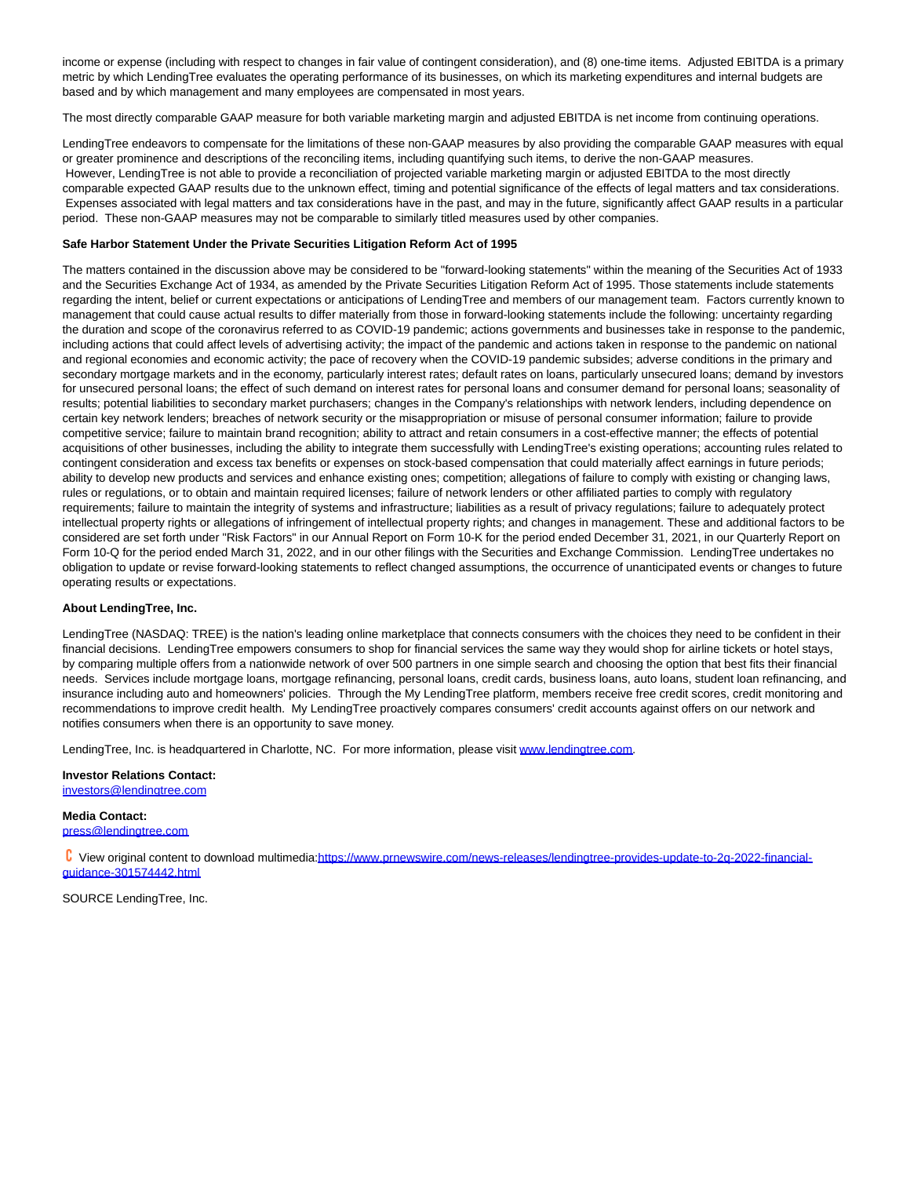income or expense (including with respect to changes in fair value of contingent consideration), and (8) one-time items. Adjusted EBITDA is a primary metric by which LendingTree evaluates the operating performance of its businesses, on which its marketing expenditures and internal budgets are based and by which management and many employees are compensated in most years.

The most directly comparable GAAP measure for both variable marketing margin and adjusted EBITDA is net income from continuing operations.

LendingTree endeavors to compensate for the limitations of these non-GAAP measures by also providing the comparable GAAP measures with equal or greater prominence and descriptions of the reconciling items, including quantifying such items, to derive the non-GAAP measures. However, LendingTree is not able to provide a reconciliation of projected variable marketing margin or adjusted EBITDA to the most directly comparable expected GAAP results due to the unknown effect, timing and potential significance of the effects of legal matters and tax considerations. Expenses associated with legal matters and tax considerations have in the past, and may in the future, significantly affect GAAP results in a particular period. These non-GAAP measures may not be comparable to similarly titled measures used by other companies.

**Safe Harbor Statement Under the Private Securities Litigation Reform Act of 1995**

The matters contained in the discussion above may be considered to be "forward-looking statements" within the meaning of the Securities Act of 1933 and the Securities Exchange Act of 1934, as amended by the Private Securities Litigation Reform Act of 1995. Those statements include statements regarding the intent, belief or current expectations or anticipations of LendingTree and members of our management team. Factors currently known to management that could cause actual results to differ materially from those in forward-looking statements include the following: uncertainty regarding the duration and scope of the coronavirus referred to as COVID-19 pandemic; actions governments and businesses take in response to the pandemic, including actions that could affect levels of advertising activity; the impact of the pandemic and actions taken in response to the pandemic on national and regional economies and economic activity; the pace of recovery when the COVID-19 pandemic subsides; adverse conditions in the primary and secondary mortgage markets and in the economy, particularly interest rates; default rates on loans, particularly unsecured loans; demand by investors for unsecured personal loans; the effect of such demand on interest rates for personal loans and consumer demand for personal loans; seasonality of results; potential liabilities to secondary market purchasers; changes in the Company's relationships with network lenders, including dependence on certain key network lenders; breaches of network security or the misappropriation or misuse of personal consumer information; failure to provide competitive service; failure to maintain brand recognition; ability to attract and retain consumers in a cost-effective manner; the effects of potential acquisitions of other businesses, including the ability to integrate them successfully with LendingTree's existing operations; accounting rules related to contingent consideration and excess tax benefits or expenses on stock-based compensation that could materially affect earnings in future periods; ability to develop new products and services and enhance existing ones; competition; allegations of failure to comply with existing or changing laws, rules or regulations, or to obtain and maintain required licenses; failure of network lenders or other affiliated parties to comply with regulatory requirements; failure to maintain the integrity of systems and infrastructure; liabilities as a result of privacy regulations; failure to adequately protect intellectual property rights or allegations of infringement of intellectual property rights; and changes in management. These and additional factors to be considered are set forth under "Risk Factors" in our Annual Report on Form 10-K for the period ended December 31, 2021, in our Quarterly Report on Form 10-Q for the period ended March 31, 2022, and in our other filings with the Securities and Exchange Commission. LendingTree undertakes no obligation to update or revise forward-looking statements to reflect changed assumptions, the occurrence of unanticipated events or changes to future operating results or expectations.

**About LendingTree, Inc.**

LendingTree (NASDAQ: TREE) is the nation's leading online marketplace that connects consumers with the choices they need to be confident in their financial decisions. LendingTree empowers consumers to shop for financial services the same way they would shop for airline tickets or hotel stays, by comparing multiple offers from a nationwide network of over 500 partners in one simple search and choosing the option that best fits their financial needs. Services include mortgage loans, mortgage refinancing, personal loans, credit cards, business loans, auto loans, student loan refinancing, and insurance including auto and homeowners' policies. Through the My LendingTree platform, members receive free credit scores, credit monitoring and recommendations to improve credit health. My LendingTree proactively compares consumers' credit accounts against offers on our network and notifies consumers when there is an opportunity to save money.

LendingTree, Inc. is headquartered in Charlotte, NC. For more information, please visit www.lendingtree.com.

**Investor Relations Contact:**
investors@lendingtree.com

**Media Contact:**
press@lendingtree.com

View original content to download multimedia:https://www.prnewswire.com/news-releases/lendingtree-provides-update-to-2q-2022-financial-guidance-301574442.html

SOURCE LendingTree, Inc.